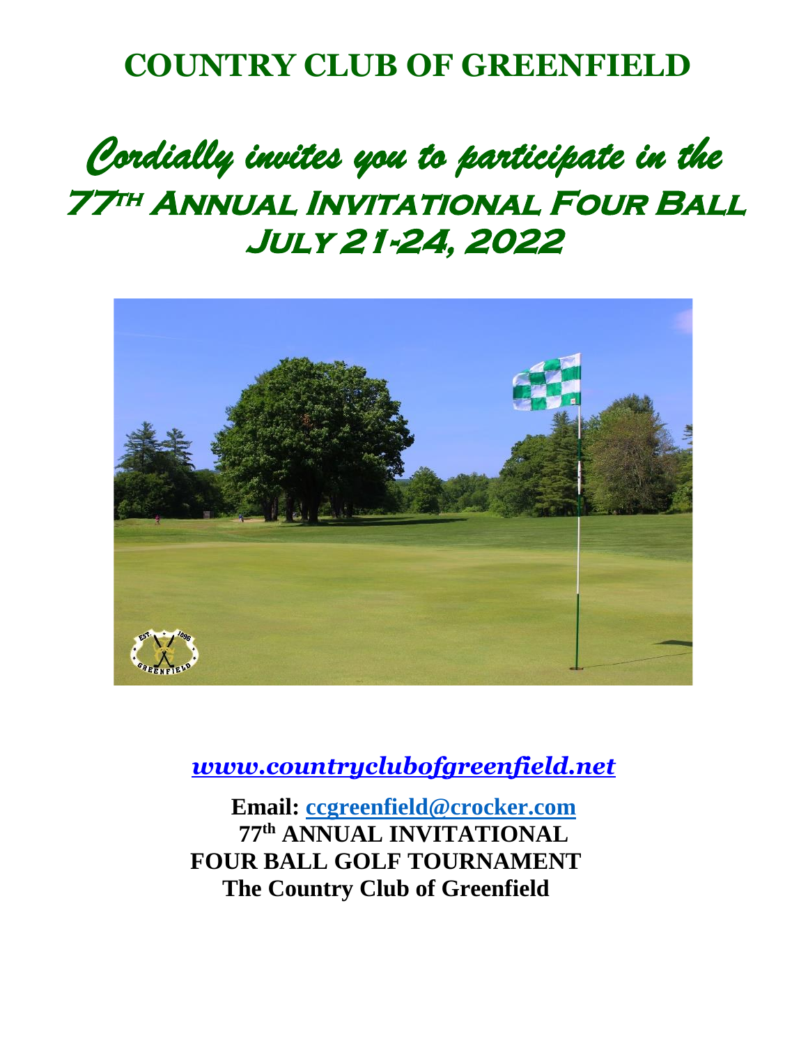# COUNTRY CLUB OF GREENFIELD

*Cordially invites you to participate in the*

## 77th Annual Invitational Four Ball
## July 21-24, 2022

*[www.countryclubofgreenfield.net](http://www.countryclubofgreenfield.net)*

**Email: [ccgreenfield@crocker.com](mailto:ccgreenfield@crocker.com)**

**77th ANNUAL INVITATIONAL**
**FOUR BALL GOLF TOURNAMENT**
**The Country Club of Greenfield**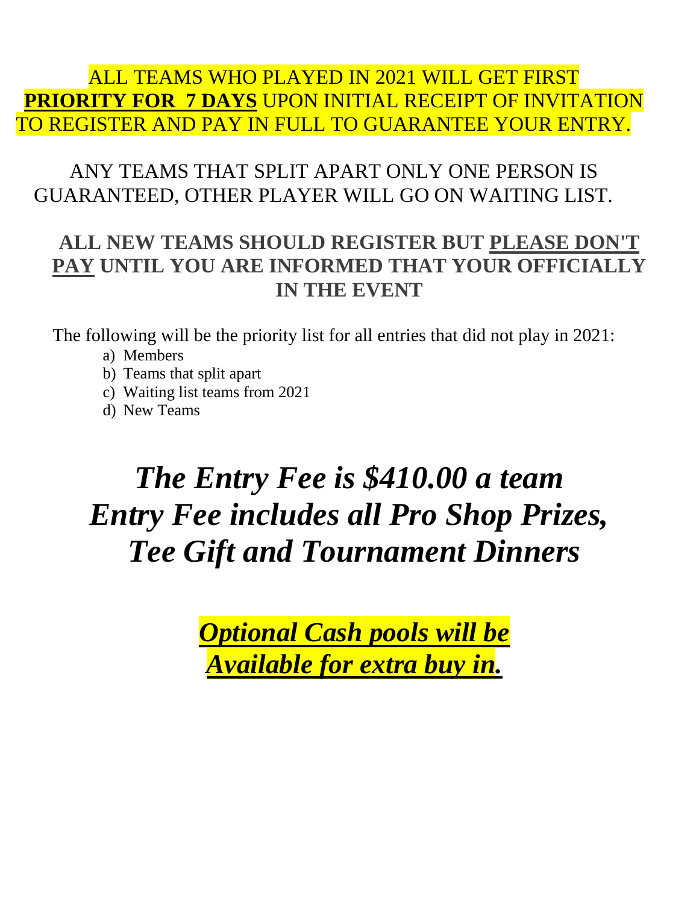ALL TEAMS WHO PLAYED IN 2021 WILL GET FIRST **PRIORITY FOR 7 DAYS** UPON INITIAL RECEIPT OF INVITATION TO REGISTER AND PAY IN FULL TO GUARANTEE YOUR ENTRY.

ANY TEAMS THAT SPLIT APART ONLY ONE PERSON IS GUARANTEED, OTHER PLAYER WILL GO ON WAITING LIST.

**ALL NEW TEAMS SHOULD REGISTER BUT PLEASE DON'T PAY UNTIL YOU ARE INFORMED THAT YOUR OFFICIALLY IN THE EVENT**

The following will be the priority list for all entries that did not play in 2021:

a) Members
b) Teams that split apart
c) Waiting list teams from 2021
d) New Teams

## ***The Entry Fee is $410.00 a team Entry Fee includes all Pro Shop Prizes, Tee Gift and Tournament Dinners***

***Optional Cash pools will be Available for extra buy in.***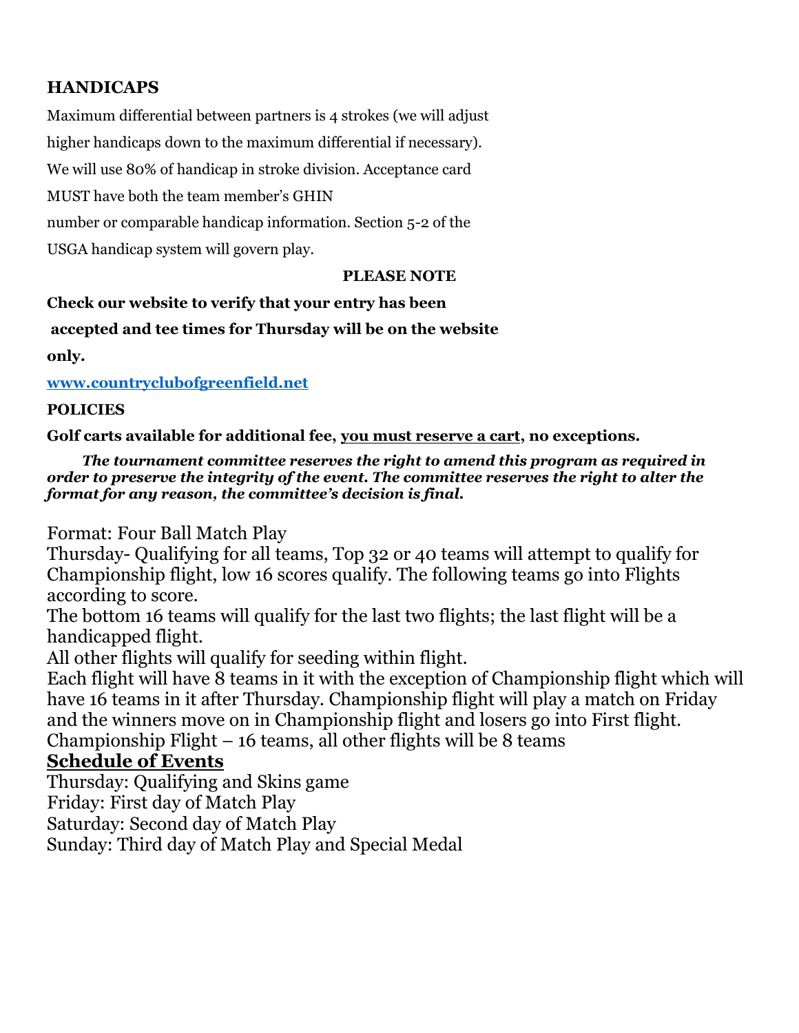## HANDICAPS

Maximum differential between partners is 4 strokes (we will adjust higher handicaps down to the maximum differential if necessary). We will use 80% of handicap in stroke division. Acceptance card MUST have both the team member's GHIN number or comparable handicap information. Section 5-2 of the USGA handicap system will govern play.

**PLEASE NOTE**

**Check our website to verify that your entry has been accepted and tee times for Thursday will be on the website only.**

**www.countryclubofgreenfield.net**

**POLICIES**

**Golf carts available for additional fee, <u>you must reserve a cart</u>, no exceptions.**

***The tournament committee reserves the right to amend this program as required in order to preserve the integrity of the event. The committee reserves the right to alter the format for any reason, the committee's decision is final.***

Format: Four Ball Match Play

Thursday- Qualifying for all teams, Top 32 or 40 teams will attempt to qualify for Championship flight, low 16 scores qualify. The following teams go into Flights according to score.

The bottom 16 teams will qualify for the last two flights; the last flight will be a handicapped flight.

All other flights will qualify for seeding within flight.

Each flight will have 8 teams in it with the exception of Championship flight which will have 16 teams in it after Thursday. Championship flight will play a match on Friday and the winners move on in Championship flight and losers go into First flight.

Championship Flight – 16 teams, all other flights will be 8 teams

## Schedule of Events

Thursday: Qualifying and Skins game

Friday: First day of Match Play

Saturday: Second day of Match Play

Sunday: Third day of Match Play and Special Medal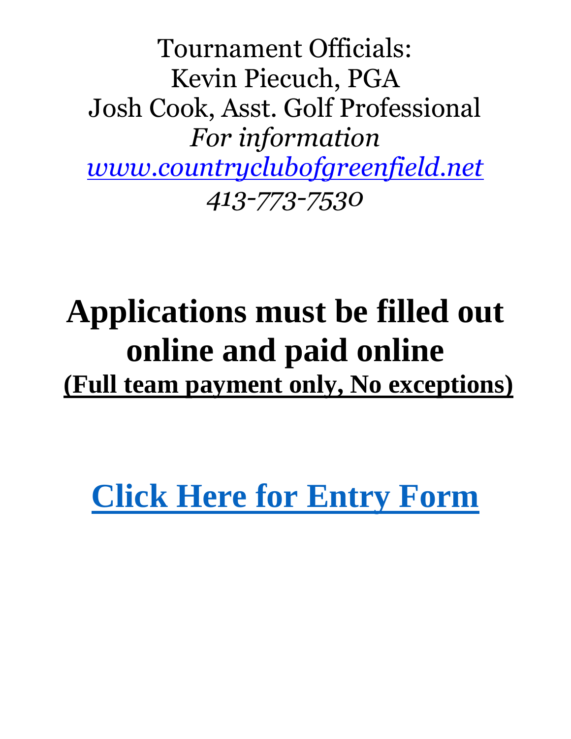Tournament Officials:
Kevin Piecuch, PGA
Josh Cook, Asst. Golf Professional
*For information*
*[www.countryclubofgreenfield.net](www.countryclubofgreenfield.net)*
*413-773-7530*

# Applications must be filled out online and paid online

**(Full team payment only, No exceptions)**

## **Click Here for Entry Form**